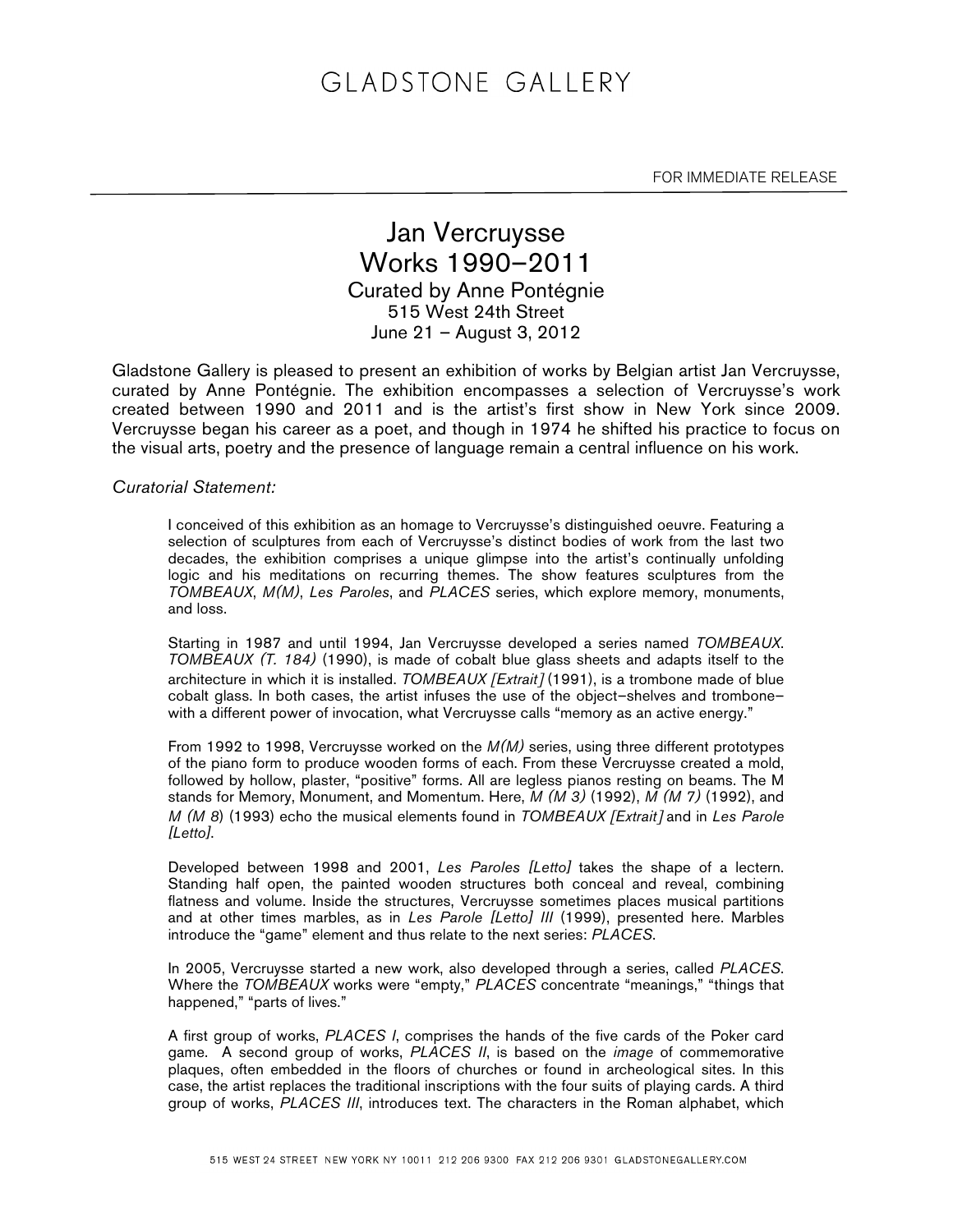GLADSTONE GALLERY

FOR IMMEDIATE RELEASE

# Jan Vercruysse
# Works 1990–2011

## Curated by Anne Pontégnie

515 West 24th Street
June 21 – August 3, 2012

Gladstone Gallery is pleased to present an exhibition of works by Belgian artist Jan Vercruysse, curated by Anne Pontégnie. The exhibition encompasses a selection of Vercruysse's work created between 1990 and 2011 and is the artist's first show in New York since 2009. Vercruysse began his career as a poet, and though in 1974 he shifted his practice to focus on the visual arts, poetry and the presence of language remain a central influence on his work.

*Curatorial Statement:*

> I conceived of this exhibition as an homage to Vercruysse's distinguished oeuvre. Featuring a selection of sculptures from each of Vercruysse's distinct bodies of work from the last two decades, the exhibition comprises a unique glimpse into the artist's continually unfolding logic and his meditations on recurring themes. The show features sculptures from the *TOMBEAUX*, *M(M)*, *Les Paroles*, and *PLACES* series, which explore memory, monuments, and loss.
>
> Starting in 1987 and until 1994, Jan Vercruysse developed a series named *TOMBEAUX*. *TOMBEAUX (T. 184)* (1990), is made of cobalt blue glass sheets and adapts itself to the architecture in which it is installed. *TOMBEAUX [Extrait]* (1991), is a trombone made of blue cobalt glass. In both cases, the artist infuses the use of the object–shelves and trombone–with a different power of invocation, what Vercruysse calls "memory as an active energy."
>
> From 1992 to 1998, Vercruysse worked on the *M(M)* series, using three different prototypes of the piano form to produce wooden forms of each. From these Vercruysse created a mold, followed by hollow, plaster, "positive" forms. All are legless pianos resting on beams. The M stands for Memory, Monument, and Momentum. Here, *M (M 3)* (1992), *M (M 7)* (1992), and *M (M 8)* (1993) echo the musical elements found in *TOMBEAUX [Extrait]* and in *Les Parole [Letto]*.
>
> Developed between 1998 and 2001, *Les Paroles [Letto]* takes the shape of a lectern. Standing half open, the painted wooden structures both conceal and reveal, combining flatness and volume. Inside the structures, Vercruysse sometimes places musical partitions and at other times marbles, as in *Les Parole [Letto] III* (1999), presented here. Marbles introduce the "game" element and thus relate to the next series: *PLACES*.
>
> In 2005, Vercruysse started a new work, also developed through a series, called *PLACES*. Where the *TOMBEAUX* works were "empty," *PLACES* concentrate "meanings," "things that happened," "parts of lives."
>
> A first group of works, *PLACES I*, comprises the hands of the five cards of the Poker card game. A second group of works, *PLACES II*, is based on the *image* of commemorative plaques, often embedded in the floors of churches or found in archeological sites. In this case, the artist replaces the traditional inscriptions with the four suits of playing cards. A third group of works, *PLACES III*, introduces text. The characters in the Roman alphabet, which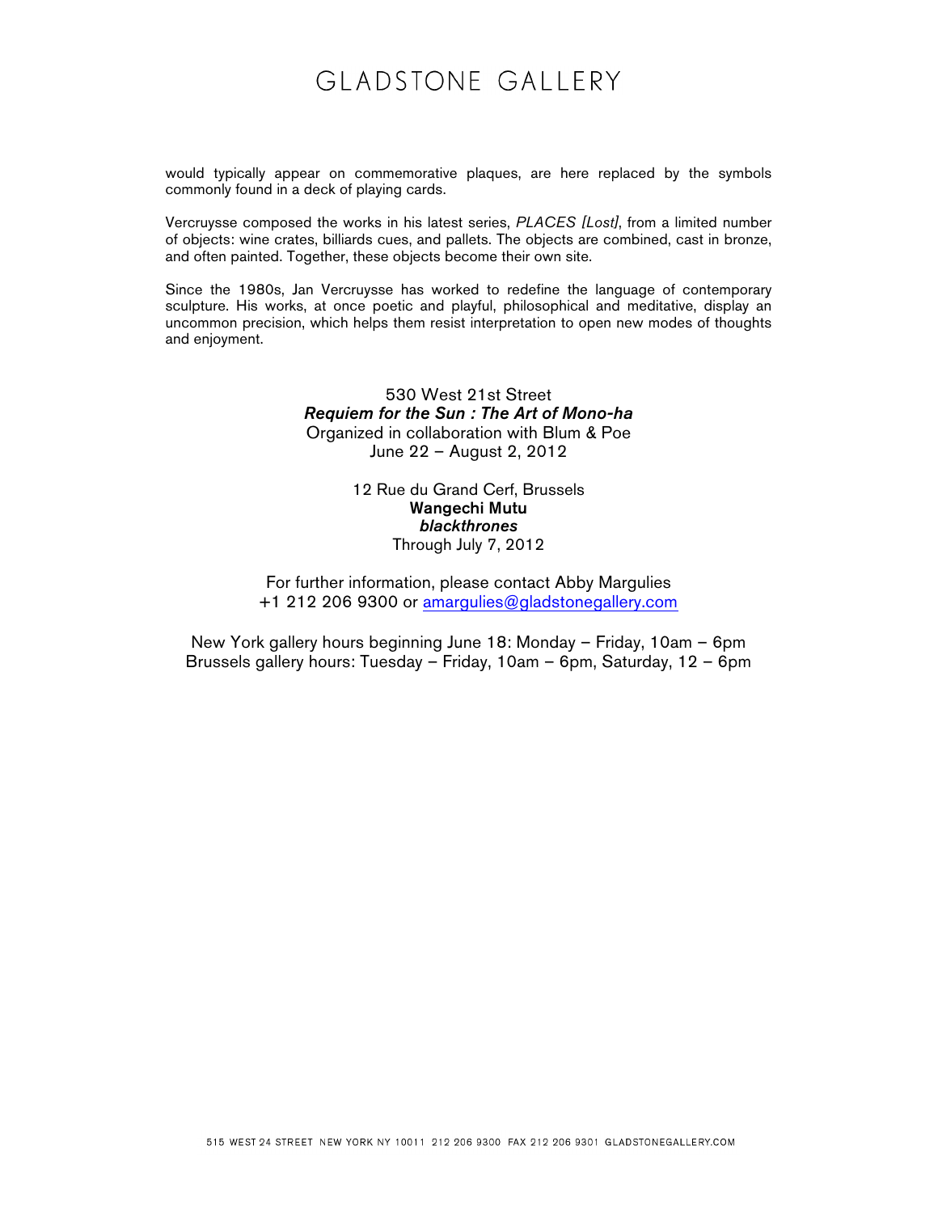would typically appear on commemorative plaques, are here replaced by the symbols commonly found in a deck of playing cards.

Vercruysse composed the works in his latest series, *PLACES [Lost]*, from a limited number of objects: wine crates, billiards cues, and pallets. The objects are combined, cast in bronze, and often painted. Together, these objects become their own site.

Since the 1980s, Jan Vercruysse has worked to redefine the language of contemporary sculpture. His works, at once poetic and playful, philosophical and meditative, display an uncommon precision, which helps them resist interpretation to open new modes of thoughts and enjoyment.

530 West 21st Street
***Requiem for the Sun : The Art of Mono-ha***
Organized in collaboration with Blum & Poe
June 22 – August 2, 2012

12 Rue du Grand Cerf, Brussels
**Wangechi Mutu**
***blackthrones***
Through July 7, 2012

For further information, please contact Abby Margulies
+1 212 206 9300 or amargulies@gladstonegallery.com

New York gallery hours beginning June 18: Monday – Friday, 10am – 6pm
Brussels gallery hours: Tuesday – Friday, 10am – 6pm, Saturday, 12 – 6pm